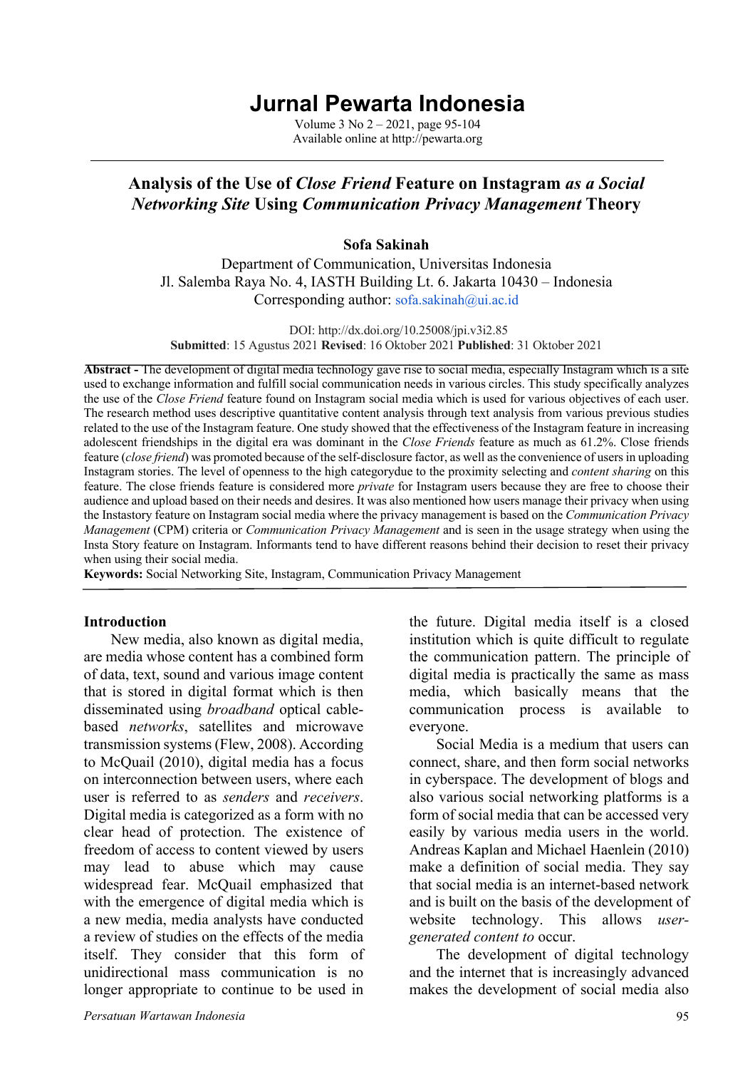# Jurnal Pewarta Indonesia

Volume 3 No 2 – 2021, page 95-104
Available online at http://pewarta.org

## Analysis of the Use of *Close Friend* Feature on Instagram *as a Social Networking Site* Using *Communication Privacy Management* Theory

**Sofa Sakinah**

Department of Communication, Universitas Indonesia
Jl. Salemba Raya No. 4, IASTH Building Lt. 6. Jakarta 10430 – Indonesia
Corresponding author: sofa.sakinah@ui.ac.id

DOI: http://dx.doi.org/10.25008/jpi.v3i2.85
**Submitted**: 15 Agustus 2021 **Revised**: 16 Oktober 2021 **Published**: 31 Oktober 2021

**Abstract -** The development of digital media technology gave rise to social media, especially Instagram which is a site used to exchange information and fulfill social communication needs in various circles. This study specifically analyzes the use of the *Close Friend* feature found on Instagram social media which is used for various objectives of each user. The research method uses descriptive quantitative content analysis through text analysis from various previous studies related to the use of the Instagram feature. One study showed that the effectiveness of the Instagram feature in increasing adolescent friendships in the digital era was dominant in the *Close Friends* feature as much as 61.2%. Close friends feature (*close friend*) was promoted because of the self-disclosure factor, as well as the convenience of users in uploading Instagram stories. The level of openness to the high categorydue to the proximity selecting and *content sharing* on this feature. The close friends feature is considered more *private* for Instagram users because they are free to choose their audience and upload based on their needs and desires. It was also mentioned how users manage their privacy when using the Instastory feature on Instagram social media where the privacy management is based on the *Communication Privacy Management* (CPM) criteria or *Communication Privacy Management* and is seen in the usage strategy when using the Insta Story feature on Instagram. Informants tend to have different reasons behind their decision to reset their privacy when using their social media.

**Keywords:** Social Networking Site, Instagram, Communication Privacy Management

### Introduction

New media, also known as digital media, are media whose content has a combined form of data, text, sound and various image content that is stored in digital format which is then disseminated using *broadband* optical cable-based *networks*, satellites and microwave transmission systems (Flew, 2008). According to McQuail (2010), digital media has a focus on interconnection between users, where each user is referred to as *senders* and *receivers*. Digital media is categorized as a form with no clear head of protection. The existence of freedom of access to content viewed by users may lead to abuse which may cause widespread fear. McQuail emphasized that with the emergence of digital media which is a new media, media analysts have conducted a review of studies on the effects of the media itself. They consider that this form of unidirectional mass communication is no longer appropriate to continue to be used in the future. Digital media itself is a closed institution which is quite difficult to regulate the communication pattern. The principle of digital media is practically the same as mass media, which basically means that the communication process is available to everyone.

Social Media is a medium that users can connect, share, and then form social networks in cyberspace. The development of blogs and also various social networking platforms is a form of social media that can be accessed very easily by various media users in the world. Andreas Kaplan and Michael Haenlein (2010) make a definition of social media. They say that social media is an internet-based network and is built on the basis of the development of website technology. This allows *user-generated content to* occur.

The development of digital technology and the internet that is increasingly advanced makes the development of social media also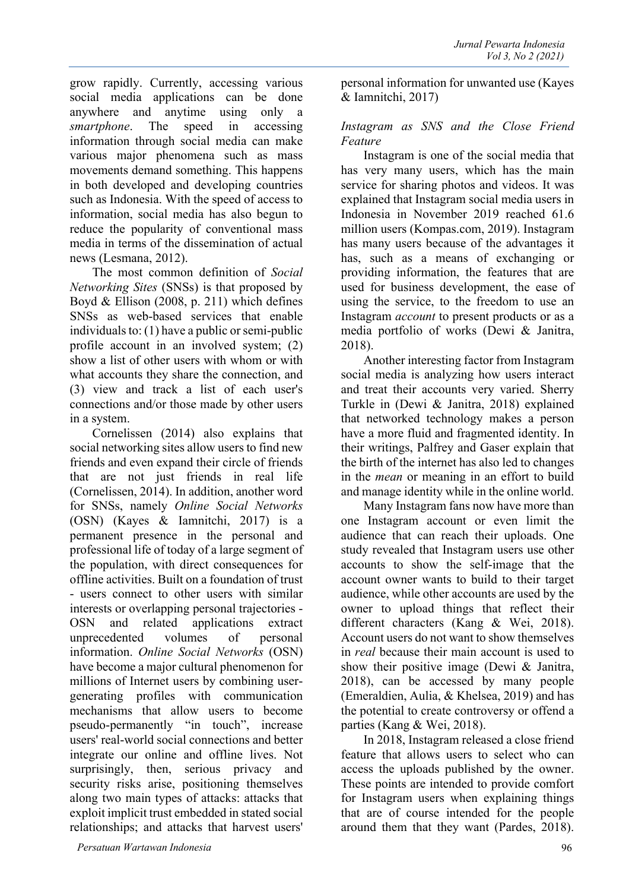grow rapidly. Currently, accessing various social media applications can be done anywhere and anytime using only a *smartphone*. The speed in accessing information through social media can make various major phenomena such as mass movements demand something. This happens in both developed and developing countries such as Indonesia. With the speed of access to information, social media has also begun to reduce the popularity of conventional mass media in terms of the dissemination of actual news (Lesmana, 2012).

The most common definition of *Social Networking Sites* (SNSs) is that proposed by Boyd & Ellison (2008, p. 211) which defines SNSs as web-based services that enable individuals to: (1) have a public or semi-public profile account in an involved system; (2) show a list of other users with whom or with what accounts they share the connection, and (3) view and track a list of each user's connections and/or those made by other users in a system.

Cornelissen (2014) also explains that social networking sites allow users to find new friends and even expand their circle of friends that are not just friends in real life (Cornelissen, 2014). In addition, another word for SNSs, namely *Online Social Networks* (OSN) (Kayes & Iamnitchi, 2017) is a permanent presence in the personal and professional life of today of a large segment of the population, with direct consequences for offline activities. Built on a foundation of trust - users connect to other users with similar interests or overlapping personal trajectories - OSN and related applications extract unprecedented volumes of personal information. *Online Social Networks* (OSN) have become a major cultural phenomenon for millions of Internet users by combining user-generating profiles with communication mechanisms that allow users to become pseudo-permanently "in touch", increase users' real-world social connections and better integrate our online and offline lives. Not surprisingly, then, serious privacy and security risks arise, positioning themselves along two main types of attacks: attacks that exploit implicit trust embedded in stated social relationships; and attacks that harvest users' personal information for unwanted use (Kayes & Iamnitchi, 2017)

*Instagram as SNS and the Close Friend Feature*

Instagram is one of the social media that has very many users, which has the main service for sharing photos and videos. It was explained that Instagram social media users in Indonesia in November 2019 reached 61.6 million users (Kompas.com, 2019). Instagram has many users because of the advantages it has, such as a means of exchanging or providing information, the features that are used for business development, the ease of using the service, to the freedom to use an Instagram *account* to present products or as a media portfolio of works (Dewi & Janitra, 2018).

Another interesting factor from Instagram social media is analyzing how users interact and treat their accounts very varied. Sherry Turkle in (Dewi & Janitra, 2018) explained that networked technology makes a person have a more fluid and fragmented identity. In their writings, Palfrey and Gaser explain that the birth of the internet has also led to changes in the *mean* or meaning in an effort to build and manage identity while in the online world.

Many Instagram fans now have more than one Instagram account or even limit the audience that can reach their uploads. One study revealed that Instagram users use other accounts to show the self-image that the account owner wants to build to their target audience, while other accounts are used by the owner to upload things that reflect their different characters (Kang & Wei, 2018). Account users do not want to show themselves in *real* because their main account is used to show their positive image (Dewi & Janitra, 2018), can be accessed by many people (Emeraldien, Aulia, & Khelsea, 2019) and has the potential to create controversy or offend a parties (Kang & Wei, 2018).

In 2018, Instagram released a close friend feature that allows users to select who can access the uploads published by the owner. These points are intended to provide comfort for Instagram users when explaining things that are of course intended for the people around them that they want (Pardes, 2018).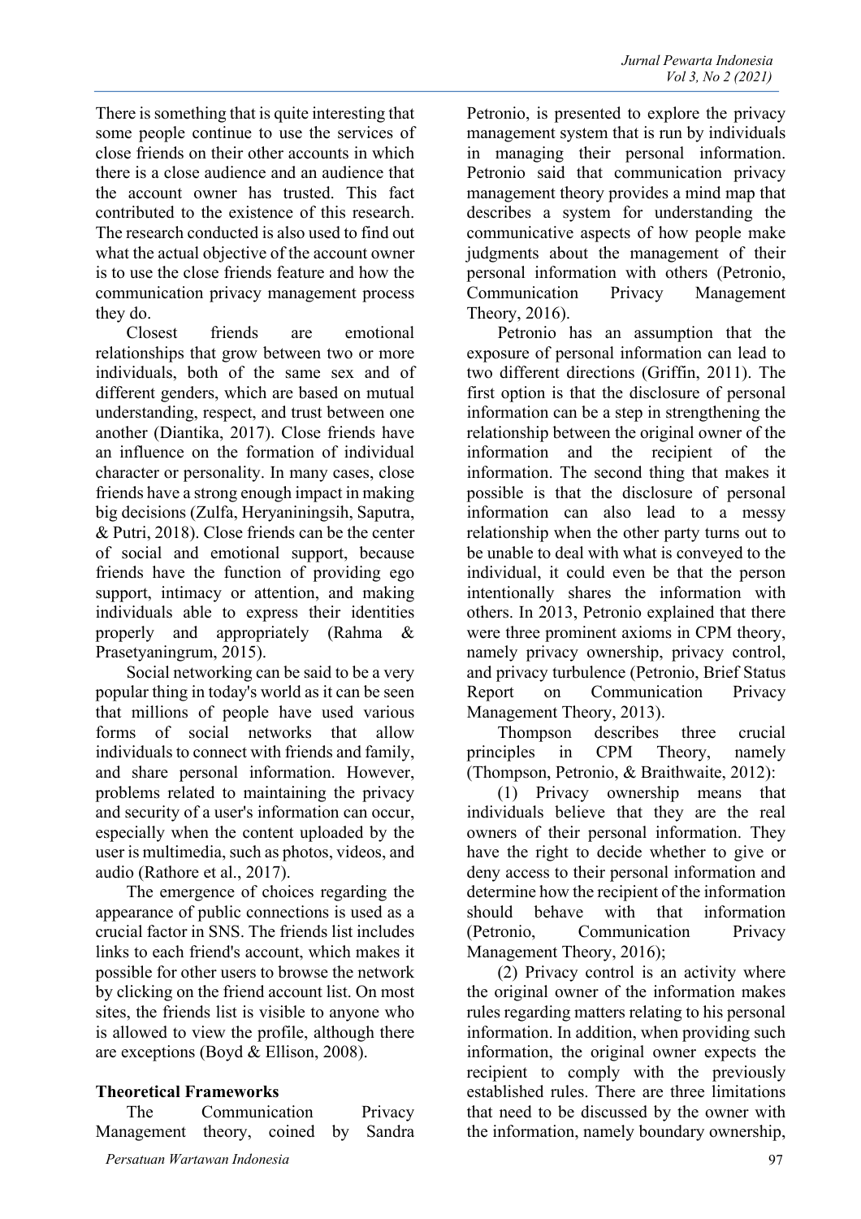There is something that is quite interesting that some people continue to use the services of close friends on their other accounts in which there is a close audience and an audience that the account owner has trusted. This fact contributed to the existence of this research. The research conducted is also used to find out what the actual objective of the account owner is to use the close friends feature and how the communication privacy management process they do.

Closest friends are emotional relationships that grow between two or more individuals, both of the same sex and of different genders, which are based on mutual understanding, respect, and trust between one another (Diantika, 2017). Close friends have an influence on the formation of individual character or personality. In many cases, close friends have a strong enough impact in making big decisions (Zulfa, Heryaniningsih, Saputra, & Putri, 2018). Close friends can be the center of social and emotional support, because friends have the function of providing ego support, intimacy or attention, and making individuals able to express their identities properly and appropriately (Rahma & Prasetyaningrum, 2015).

Social networking can be said to be a very popular thing in today's world as it can be seen that millions of people have used various forms of social networks that allow individuals to connect with friends and family, and share personal information. However, problems related to maintaining the privacy and security of a user's information can occur, especially when the content uploaded by the user is multimedia, such as photos, videos, and audio (Rathore et al., 2017).

The emergence of choices regarding the appearance of public connections is used as a crucial factor in SNS. The friends list includes links to each friend's account, which makes it possible for other users to browse the network by clicking on the friend account list. On most sites, the friends list is visible to anyone who is allowed to view the profile, although there are exceptions (Boyd & Ellison, 2008).

## Theoretical Frameworks

The Communication Privacy Management theory, coined by Sandra Petronio, is presented to explore the privacy management system that is run by individuals in managing their personal information. Petronio said that communication privacy management theory provides a mind map that describes a system for understanding the communicative aspects of how people make judgments about the management of their personal information with others (Petronio, Communication Privacy Management Theory, 2016).

Petronio has an assumption that the exposure of personal information can lead to two different directions (Griffin, 2011). The first option is that the disclosure of personal information can be a step in strengthening the relationship between the original owner of the information and the recipient of the information. The second thing that makes it possible is that the disclosure of personal information can also lead to a messy relationship when the other party turns out to be unable to deal with what is conveyed to the individual, it could even be that the person intentionally shares the information with others. In 2013, Petronio explained that there were three prominent axioms in CPM theory, namely privacy ownership, privacy control, and privacy turbulence (Petronio, Brief Status Report on Communication Privacy Management Theory, 2013).

Thompson describes three crucial principles in CPM Theory, namely (Thompson, Petronio, & Braithwaite, 2012):

(1) Privacy ownership means that individuals believe that they are the real owners of their personal information. They have the right to decide whether to give or deny access to their personal information and determine how the recipient of the information should behave with that information (Petronio, Communication Privacy Management Theory, 2016);

(2) Privacy control is an activity where the original owner of the information makes rules regarding matters relating to his personal information. In addition, when providing such information, the original owner expects the recipient to comply with the previously established rules. There are three limitations that need to be discussed by the owner with the information, namely boundary ownership,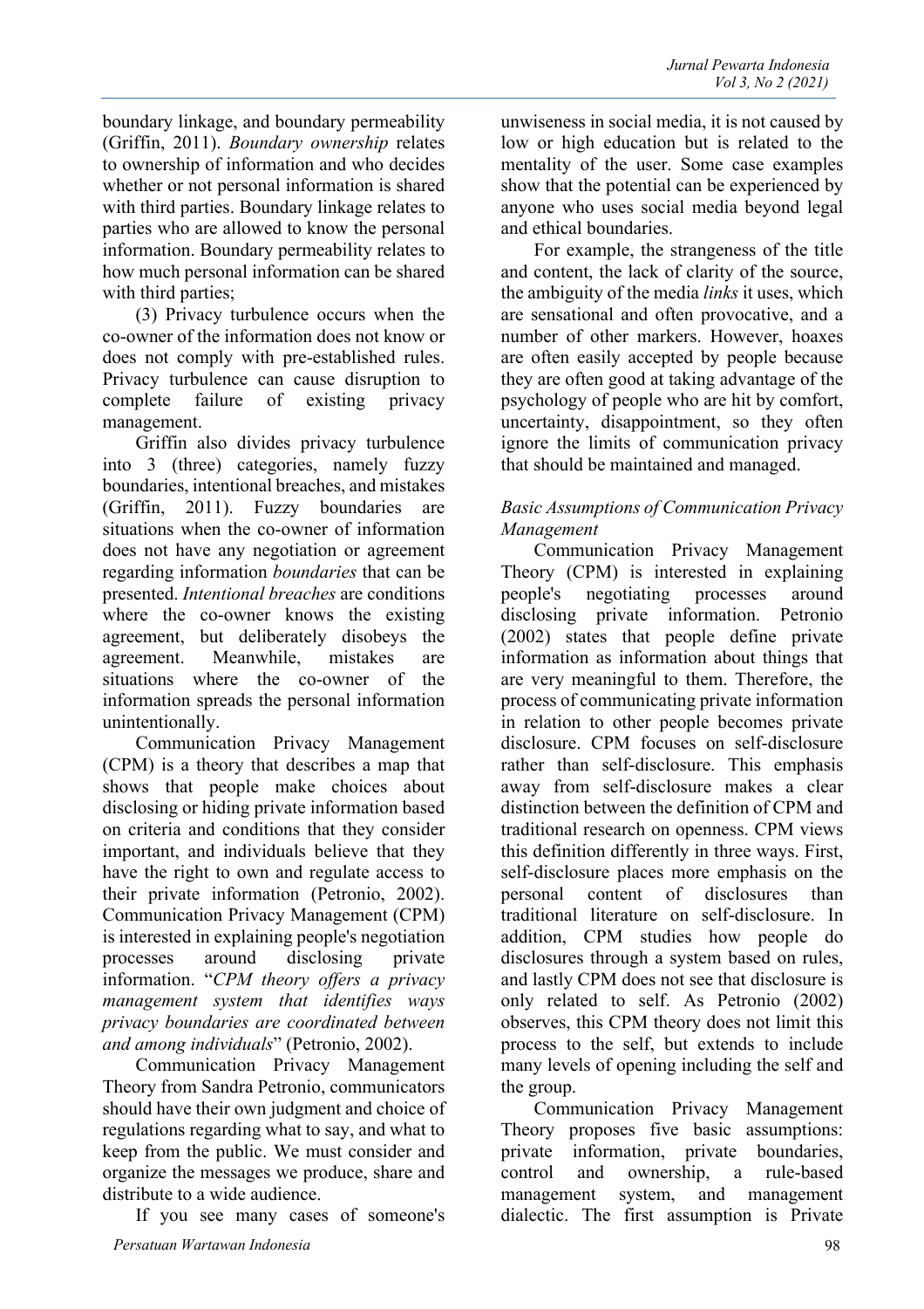boundary linkage, and boundary permeability (Griffin, 2011). *Boundary ownership* relates to ownership of information and who decides whether or not personal information is shared with third parties. Boundary linkage relates to parties who are allowed to know the personal information. Boundary permeability relates to how much personal information can be shared with third parties;

(3) Privacy turbulence occurs when the co-owner of the information does not know or does not comply with pre-established rules. Privacy turbulence can cause disruption to complete failure of existing privacy management.

Griffin also divides privacy turbulence into 3 (three) categories, namely fuzzy boundaries, intentional breaches, and mistakes (Griffin, 2011). Fuzzy boundaries are situations when the co-owner of information does not have any negotiation or agreement regarding information *boundaries* that can be presented. *Intentional breaches* are conditions where the co-owner knows the existing agreement, but deliberately disobeys the agreement. Meanwhile, mistakes are situations where the co-owner of the information spreads the personal information unintentionally.

Communication Privacy Management (CPM) is a theory that describes a map that shows that people make choices about disclosing or hiding private information based on criteria and conditions that they consider important, and individuals believe that they have the right to own and regulate access to their private information (Petronio, 2002). Communication Privacy Management (CPM) is interested in explaining people's negotiation processes around disclosing private information. "*CPM theory offers a privacy management system that identifies ways privacy boundaries are coordinated between and among individuals*" (Petronio, 2002).

Communication Privacy Management Theory from Sandra Petronio, communicators should have their own judgment and choice of regulations regarding what to say, and what to keep from the public. We must consider and organize the messages we produce, share and distribute to a wide audience.

If you see many cases of someone's unwiseness in social media, it is not caused by low or high education but is related to the mentality of the user. Some case examples show that the potential can be experienced by anyone who uses social media beyond legal and ethical boundaries.

For example, the strangeness of the title and content, the lack of clarity of the source, the ambiguity of the media *links* it uses, which are sensational and often provocative, and a number of other markers. However, hoaxes are often easily accepted by people because they are often good at taking advantage of the psychology of people who are hit by comfort, uncertainty, disappointment, so they often ignore the limits of communication privacy that should be maintained and managed.

*Basic Assumptions of Communication Privacy Management*

Communication Privacy Management Theory (CPM) is interested in explaining people's negotiating processes around disclosing private information. Petronio (2002) states that people define private information as information about things that are very meaningful to them. Therefore, the process of communicating private information in relation to other people becomes private disclosure. CPM focuses on self-disclosure rather than self-disclosure. This emphasis away from self-disclosure makes a clear distinction between the definition of CPM and traditional research on openness. CPM views this definition differently in three ways. First, self-disclosure places more emphasis on the personal content of disclosures than traditional literature on self-disclosure. In addition, CPM studies how people do disclosures through a system based on rules, and lastly CPM does not see that disclosure is only related to self. As Petronio (2002) observes, this CPM theory does not limit this process to the self, but extends to include many levels of opening including the self and the group.

Communication Privacy Management Theory proposes five basic assumptions: private information, private boundaries, control and ownership, a rule-based management system, and management dialectic. The first assumption is Private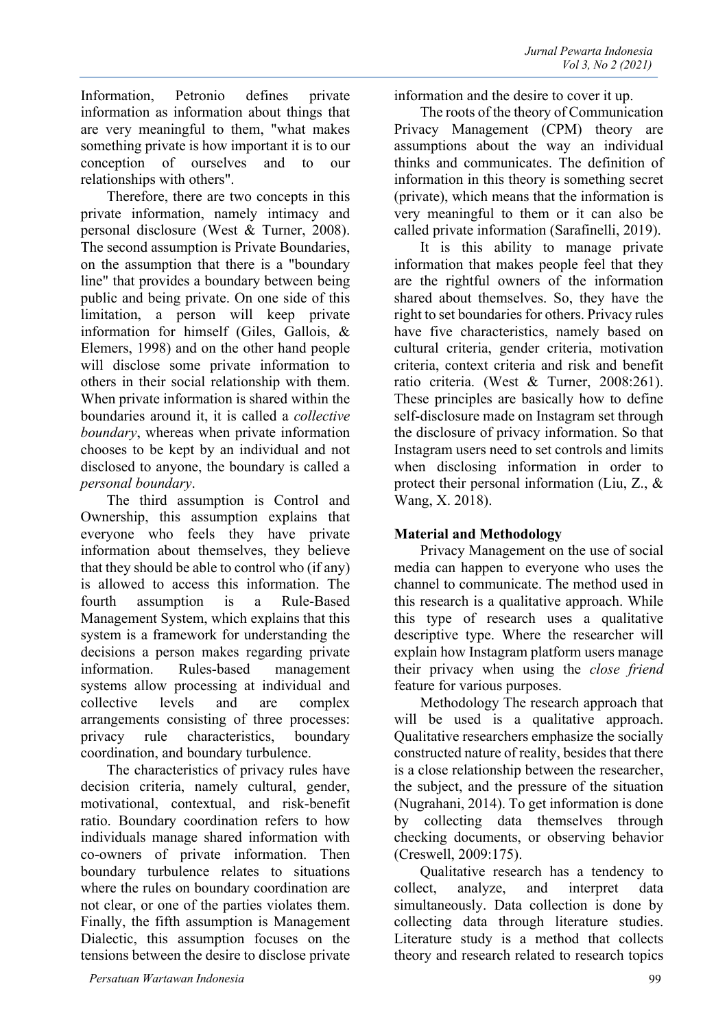Information, Petronio defines private information as information about things that are very meaningful to them, "what makes something private is how important it is to our conception of ourselves and to our relationships with others".

Therefore, there are two concepts in this private information, namely intimacy and personal disclosure (West & Turner, 2008). The second assumption is Private Boundaries, on the assumption that there is a "boundary line" that provides a boundary between being public and being private. On one side of this limitation, a person will keep private information for himself (Giles, Gallois, & Elemers, 1998) and on the other hand people will disclose some private information to others in their social relationship with them. When private information is shared within the boundaries around it, it is called a *collective boundary*, whereas when private information chooses to be kept by an individual and not disclosed to anyone, the boundary is called a *personal boundary*.

The third assumption is Control and Ownership, this assumption explains that everyone who feels they have private information about themselves, they believe that they should be able to control who (if any) is allowed to access this information. The fourth assumption is a Rule-Based Management System, which explains that this system is a framework for understanding the decisions a person makes regarding private information. Rules-based management systems allow processing at individual and collective levels and are complex arrangements consisting of three processes: privacy rule characteristics, boundary coordination, and boundary turbulence.

The characteristics of privacy rules have decision criteria, namely cultural, gender, motivational, contextual, and risk-benefit ratio. Boundary coordination refers to how individuals manage shared information with co-owners of private information. Then boundary turbulence relates to situations where the rules on boundary coordination are not clear, or one of the parties violates them. Finally, the fifth assumption is Management Dialectic, this assumption focuses on the tensions between the desire to disclose private information and the desire to cover it up.

The roots of the theory of Communication Privacy Management (CPM) theory are assumptions about the way an individual thinks and communicates. The definition of information in this theory is something secret (private), which means that the information is very meaningful to them or it can also be called private information (Sarafinelli, 2019).

It is this ability to manage private information that makes people feel that they are the rightful owners of the information shared about themselves. So, they have the right to set boundaries for others. Privacy rules have five characteristics, namely based on cultural criteria, gender criteria, motivation criteria, context criteria and risk and benefit ratio criteria. (West & Turner, 2008:261). These principles are basically how to define self-disclosure made on Instagram set through the disclosure of privacy information. So that Instagram users need to set controls and limits when disclosing information in order to protect their personal information (Liu, Z., & Wang, X. 2018).

**Material and Methodology**

Privacy Management on the use of social media can happen to everyone who uses the channel to communicate. The method used in this research is a qualitative approach. While this type of research uses a qualitative descriptive type. Where the researcher will explain how Instagram platform users manage their privacy when using the *close friend* feature for various purposes.

Methodology The research approach that will be used is a qualitative approach. Qualitative researchers emphasize the socially constructed nature of reality, besides that there is a close relationship between the researcher, the subject, and the pressure of the situation (Nugrahani, 2014). To get information is done by collecting data themselves through checking documents, or observing behavior (Creswell, 2009:175).

Qualitative research has a tendency to collect, analyze, and interpret data simultaneously. Data collection is done by collecting data through literature studies. Literature study is a method that collects theory and research related to research topics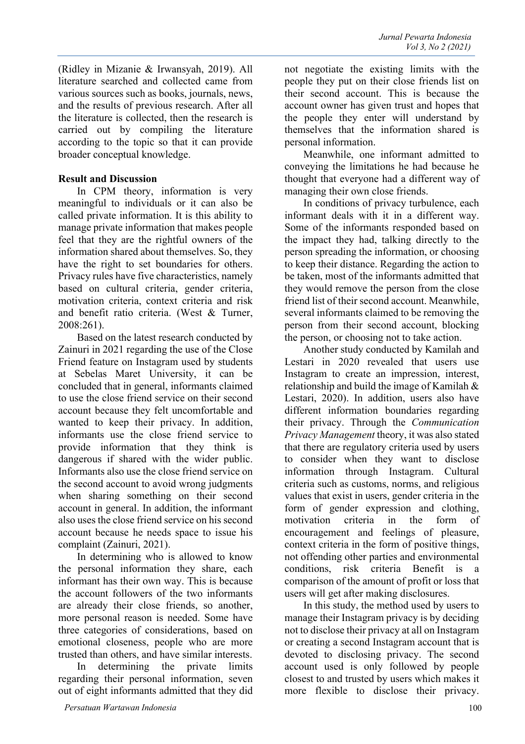(Ridley in Mizanie & Irwansyah, 2019). All literature searched and collected came from various sources such as books, journals, news, and the results of previous research. After all the literature is collected, then the research is carried out by compiling the literature according to the topic so that it can provide broader conceptual knowledge.

## Result and Discussion

In CPM theory, information is very meaningful to individuals or it can also be called private information. It is this ability to manage private information that makes people feel that they are the rightful owners of the information shared about themselves. So, they have the right to set boundaries for others. Privacy rules have five characteristics, namely based on cultural criteria, gender criteria, motivation criteria, context criteria and risk and benefit ratio criteria. (West & Turner, 2008:261).

Based on the latest research conducted by Zainuri in 2021 regarding the use of the Close Friend feature on Instagram used by students at Sebelas Maret University, it can be concluded that in general, informants claimed to use the close friend service on their second account because they felt uncomfortable and wanted to keep their privacy. In addition, informants use the close friend service to provide information that they think is dangerous if shared with the wider public. Informants also use the close friend service on the second account to avoid wrong judgments when sharing something on their second account in general. In addition, the informant also uses the close friend service on his second account because he needs space to issue his complaint (Zainuri, 2021).

In determining who is allowed to know the personal information they share, each informant has their own way. This is because the account followers of the two informants are already their close friends, so another, more personal reason is needed. Some have three categories of considerations, based on emotional closeness, people who are more trusted than others, and have similar interests.

In determining the private limits regarding their personal information, seven out of eight informants admitted that they did not negotiate the existing limits with the people they put on their close friends list on their second account. This is because the account owner has given trust and hopes that the people they enter will understand by themselves that the information shared is personal information.

Meanwhile, one informant admitted to conveying the limitations he had because he thought that everyone had a different way of managing their own close friends.

In conditions of privacy turbulence, each informant deals with it in a different way. Some of the informants responded based on the impact they had, talking directly to the person spreading the information, or choosing to keep their distance. Regarding the action to be taken, most of the informants admitted that they would remove the person from the close friend list of their second account. Meanwhile, several informants claimed to be removing the person from their second account, blocking the person, or choosing not to take action.

Another study conducted by Kamilah and Lestari in 2020 revealed that users use Instagram to create an impression, interest, relationship and build the image of Kamilah & Lestari, 2020). In addition, users also have different information boundaries regarding their privacy. Through the *Communication Privacy Management* theory, it was also stated that there are regulatory criteria used by users to consider when they want to disclose information through Instagram. Cultural criteria such as customs, norms, and religious values that exist in users, gender criteria in the form of gender expression and clothing, motivation criteria in the form of encouragement and feelings of pleasure, context criteria in the form of positive things, not offending other parties and environmental conditions, risk criteria Benefit is a comparison of the amount of profit or loss that users will get after making disclosures.

In this study, the method used by users to manage their Instagram privacy is by deciding not to disclose their privacy at all on Instagram or creating a second Instagram account that is devoted to disclosing privacy. The second account used is only followed by people closest to and trusted by users which makes it more flexible to disclose their privacy.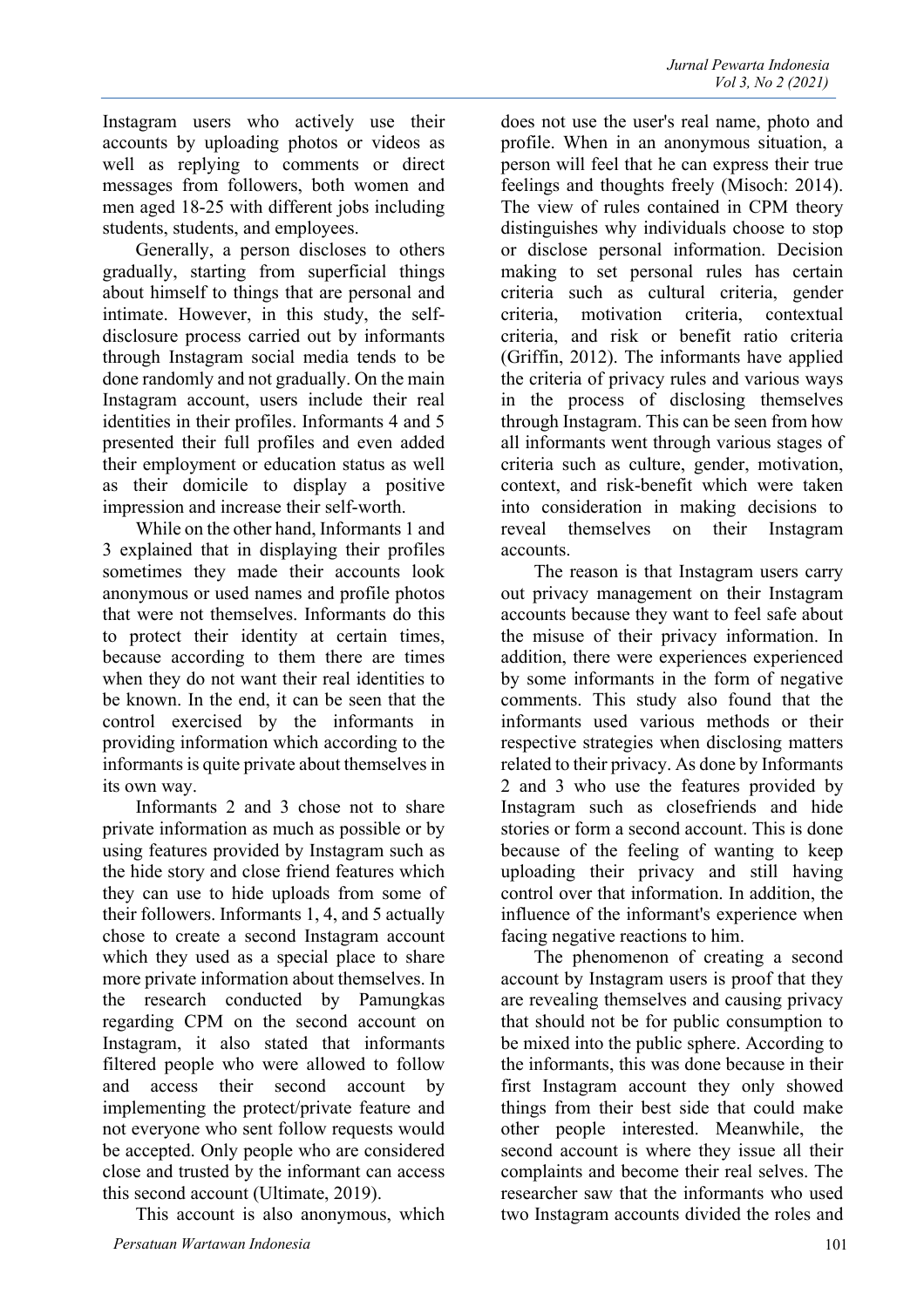Instagram users who actively use their accounts by uploading photos or videos as well as replying to comments or direct messages from followers, both women and men aged 18-25 with different jobs including students, students, and employees.

Generally, a person discloses to others gradually, starting from superficial things about himself to things that are personal and intimate. However, in this study, the self-disclosure process carried out by informants through Instagram social media tends to be done randomly and not gradually. On the main Instagram account, users include their real identities in their profiles. Informants 4 and 5 presented their full profiles and even added their employment or education status as well as their domicile to display a positive impression and increase their self-worth.

While on the other hand, Informants 1 and 3 explained that in displaying their profiles sometimes they made their accounts look anonymous or used names and profile photos that were not themselves. Informants do this to protect their identity at certain times, because according to them there are times when they do not want their real identities to be known. In the end, it can be seen that the control exercised by the informants in providing information which according to the informants is quite private about themselves in its own way.

Informants 2 and 3 chose not to share private information as much as possible or by using features provided by Instagram such as the hide story and close friend features which they can use to hide uploads from some of their followers. Informants 1, 4, and 5 actually chose to create a second Instagram account which they used as a special place to share more private information about themselves. In the research conducted by Pamungkas regarding CPM on the second account on Instagram, it also stated that informants filtered people who were allowed to follow and access their second account by implementing the protect/private feature and not everyone who sent follow requests would be accepted. Only people who are considered close and trusted by the informant can access this second account (Ultimate, 2019).

This account is also anonymous, which does not use the user's real name, photo and profile. When in an anonymous situation, a person will feel that he can express their true feelings and thoughts freely (Misoch: 2014). The view of rules contained in CPM theory distinguishes why individuals choose to stop or disclose personal information. Decision making to set personal rules has certain criteria such as cultural criteria, gender criteria, motivation criteria, contextual criteria, and risk or benefit ratio criteria (Griffin, 2012). The informants have applied the criteria of privacy rules and various ways in the process of disclosing themselves through Instagram. This can be seen from how all informants went through various stages of criteria such as culture, gender, motivation, context, and risk-benefit which were taken into consideration in making decisions to reveal themselves on their Instagram accounts.

The reason is that Instagram users carry out privacy management on their Instagram accounts because they want to feel safe about the misuse of their privacy information. In addition, there were experiences experienced by some informants in the form of negative comments. This study also found that the informants used various methods or their respective strategies when disclosing matters related to their privacy. As done by Informants 2 and 3 who use the features provided by Instagram such as closefriends and hide stories or form a second account. This is done because of the feeling of wanting to keep uploading their privacy and still having control over that information. In addition, the influence of the informant's experience when facing negative reactions to him.

The phenomenon of creating a second account by Instagram users is proof that they are revealing themselves and causing privacy that should not be for public consumption to be mixed into the public sphere. According to the informants, this was done because in their first Instagram account they only showed things from their best side that could make other people interested. Meanwhile, the second account is where they issue all their complaints and become their real selves. The researcher saw that the informants who used two Instagram accounts divided the roles and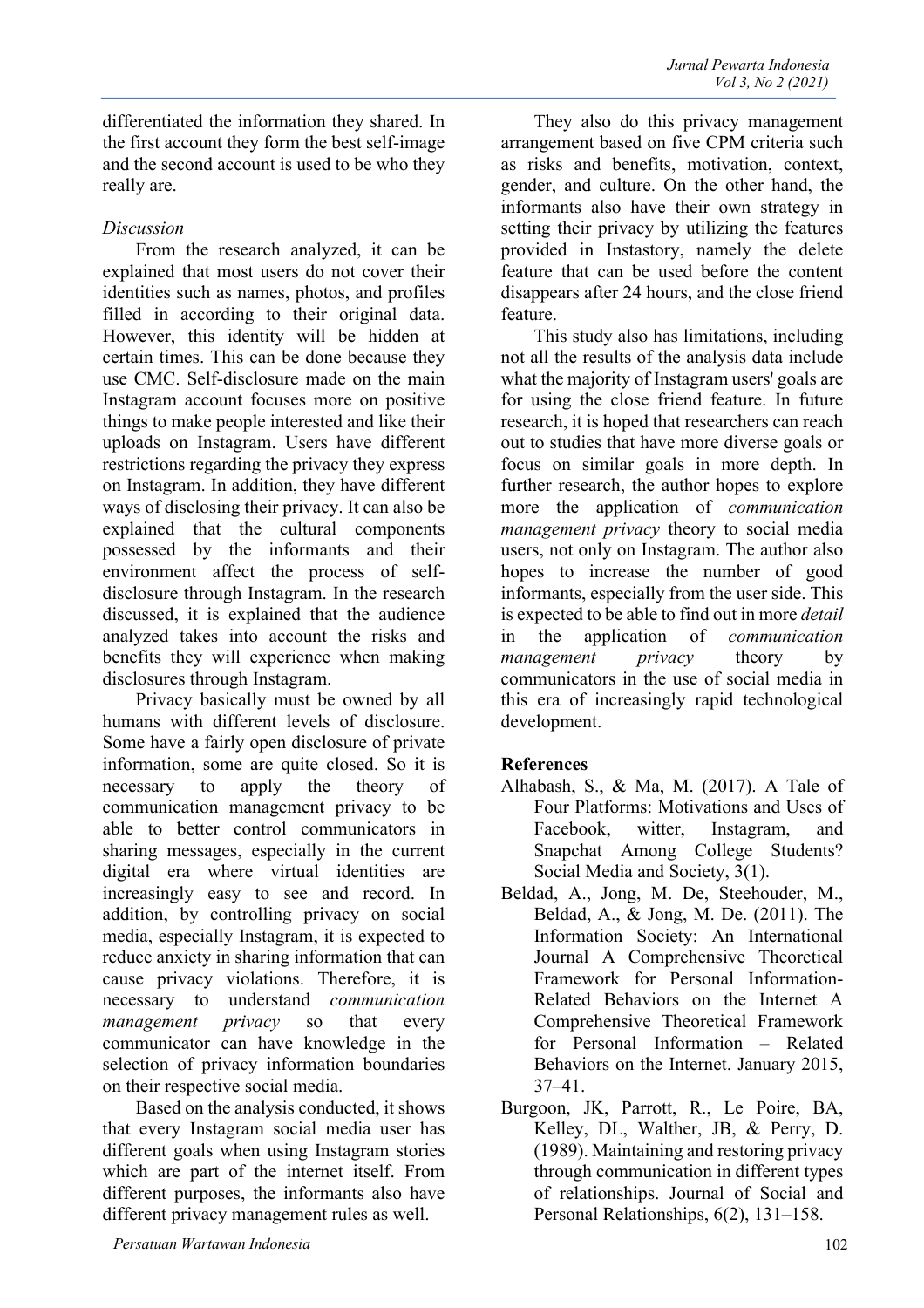differentiated the information they shared. In the first account they form the best self-image and the second account is used to be who they really are.

*Discussion*

From the research analyzed, it can be explained that most users do not cover their identities such as names, photos, and profiles filled in according to their original data. However, this identity will be hidden at certain times. This can be done because they use CMC. Self-disclosure made on the main Instagram account focuses more on positive things to make people interested and like their uploads on Instagram. Users have different restrictions regarding the privacy they express on Instagram. In addition, they have different ways of disclosing their privacy. It can also be explained that the cultural components possessed by the informants and their environment affect the process of self-disclosure through Instagram. In the research discussed, it is explained that the audience analyzed takes into account the risks and benefits they will experience when making disclosures through Instagram.

Privacy basically must be owned by all humans with different levels of disclosure. Some have a fairly open disclosure of private information, some are quite closed. So it is necessary to apply the theory of communication management privacy to be able to better control communicators in sharing messages, especially in the current digital era where virtual identities are increasingly easy to see and record. In addition, by controlling privacy on social media, especially Instagram, it is expected to reduce anxiety in sharing information that can cause privacy violations. Therefore, it is necessary to understand *communication management privacy* so that every communicator can have knowledge in the selection of privacy information boundaries on their respective social media.

Based on the analysis conducted, it shows that every Instagram social media user has different goals when using Instagram stories which are part of the internet itself. From different purposes, the informants also have different privacy management rules as well.

They also do this privacy management arrangement based on five CPM criteria such as risks and benefits, motivation, context, gender, and culture. On the other hand, the informants also have their own strategy in setting their privacy by utilizing the features provided in Instastory, namely the delete feature that can be used before the content disappears after 24 hours, and the close friend feature.

This study also has limitations, including not all the results of the analysis data include what the majority of Instagram users' goals are for using the close friend feature. In future research, it is hoped that researchers can reach out to studies that have more diverse goals or focus on similar goals in more depth. In further research, the author hopes to explore more the application of *communication management privacy* theory to social media users, not only on Instagram. The author also hopes to increase the number of good informants, especially from the user side. This is expected to be able to find out in more *detail* in the application of *communication management privacy* theory by communicators in the use of social media in this era of increasingly rapid technological development.

## References

Alhabash, S., & Ma, M. (2017). A Tale of Four Platforms: Motivations and Uses of Facebook, witter, Instagram, and Snapchat Among College Students? Social Media and Society, 3(1).

Beldad, A., Jong, M. De, Steehouder, M., Beldad, A., & Jong, M. De. (2011). The Information Society: An International Journal A Comprehensive Theoretical Framework for Personal Information-Related Behaviors on the Internet A Comprehensive Theoretical Framework for Personal Information – Related Behaviors on the Internet. January 2015, 37–41.

Burgoon, JK, Parrott, R., Le Poire, BA, Kelley, DL, Walther, JB, & Perry, D. (1989). Maintaining and restoring privacy through communication in different types of relationships. Journal of Social and Personal Relationships, 6(2), 131–158.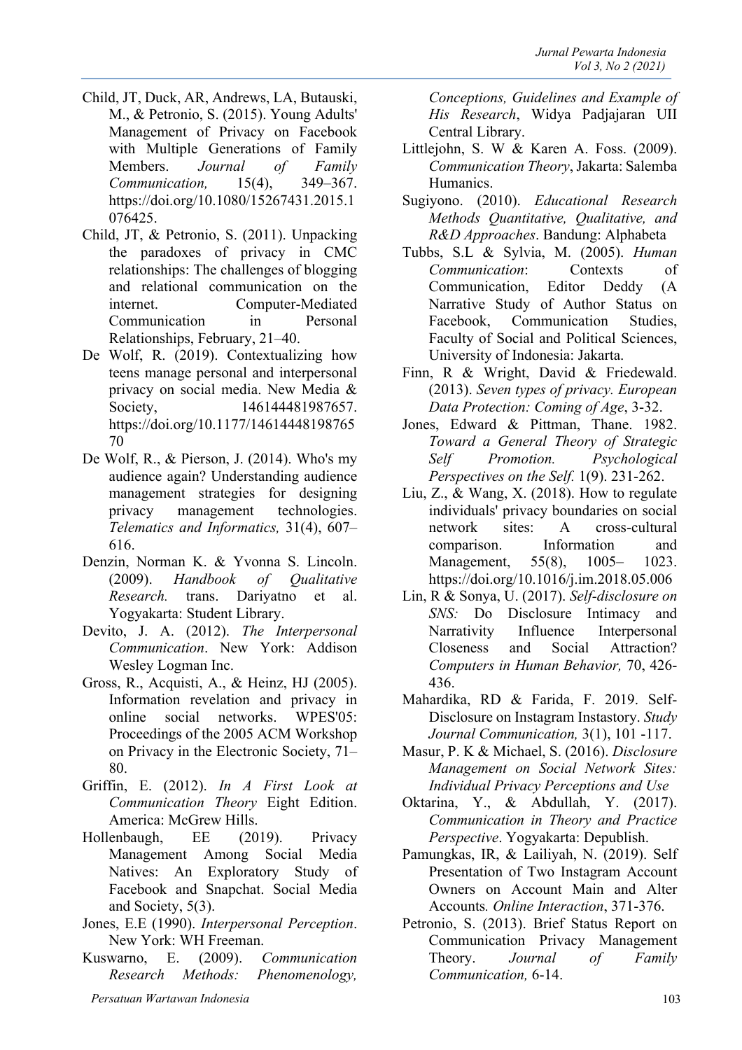Child, JT, Duck, AR, Andrews, LA, Butauski, M., & Petronio, S. (2015). Young Adults' Management of Privacy on Facebook with Multiple Generations of Family Members. *Journal of Family Communication,* 15(4), 349–367. https://doi.org/10.1080/15267431.2015.1076425.

Child, JT, & Petronio, S. (2011). Unpacking the paradoxes of privacy in CMC relationships: The challenges of blogging and relational communication on the internet. Computer-Mediated Communication in Personal Relationships, February, 21–40.

De Wolf, R. (2019). Contextualizing how teens manage personal and interpersonal privacy on social media. New Media & Society, 146144481987657. https://doi.org/10.1177/1461444819876570

De Wolf, R., & Pierson, J. (2014). Who's my audience again? Understanding audience management strategies for designing privacy management technologies. *Telematics and Informatics,* 31(4), 607–616.

Denzin, Norman K. & Yvonna S. Lincoln. (2009). *Handbook of Qualitative Research.* trans. Dariyatno et al. Yogyakarta: Student Library.

Devito, J. A. (2012). *The Interpersonal Communication*. New York: Addison Wesley Logman Inc.

Gross, R., Acquisti, A., & Heinz, HJ (2005). Information revelation and privacy in online social networks. WPES'05: Proceedings of the 2005 ACM Workshop on Privacy in the Electronic Society, 71–80.

Griffin, E. (2012). *In A First Look at Communication Theory* Eight Edition. America: McGrew Hills.

Hollenbaugh, EE (2019). Privacy Management Among Social Media Natives: An Exploratory Study of Facebook and Snapchat. Social Media and Society, 5(3).

Jones, E.E (1990). *Interpersonal Perception*. New York: WH Freeman.

Kuswarno, E. (2009). *Communication Research Methods: Phenomenology, Conceptions, Guidelines and Example of His Research*, Widya Padjajaran UII Central Library.

Littlejohn, S. W & Karen A. Foss. (2009). *Communication Theory*, Jakarta: Salemba Humanics.

Sugiyono. (2010). *Educational Research Methods Quantitative, Qualitative, and R&D Approaches*. Bandung: Alphabeta

Tubbs, S.L & Sylvia, M. (2005). *Human Communication*: Contexts of Communication, Editor Deddy (A Narrative Study of Author Status on Facebook, Communication Studies, Faculty of Social and Political Sciences, University of Indonesia: Jakarta.

Finn, R & Wright, David & Friedewald. (2013). *Seven types of privacy. European Data Protection: Coming of Age*, 3-32.

Jones, Edward & Pittman, Thane. 1982. *Toward a General Theory of Strategic Self Promotion. Psychological Perspectives on the Self.* 1(9). 231-262.

Liu, Z., & Wang, X. (2018). How to regulate individuals' privacy boundaries on social network sites: A cross-cultural comparison. Information and Management, 55(8), 1005– 1023. https://doi.org/10.1016/j.im.2018.05.006

Lin, R & Sonya, U. (2017). *Self-disclosure on SNS:* Do Disclosure Intimacy and Narrativity Influence Interpersonal Closeness and Social Attraction? *Computers in Human Behavior,* 70, 426-436.

Mahardika, RD & Farida, F. 2019. Self-Disclosure on Instagram Instastory. *Study Journal Communication,* 3(1), 101 -117.

Masur, P. K & Michael, S. (2016). *Disclosure Management on Social Network Sites: Individual Privacy Perceptions and Use*

Oktarina, Y., & Abdullah, Y. (2017). *Communication in Theory and Practice Perspective*. Yogyakarta: Depublish.

Pamungkas, IR, & Lailiyah, N. (2019). Self Presentation of Two Instagram Account Owners on Account Main and Alter Accounts*. Online Interaction*, 371-376.

Petronio, S. (2013). Brief Status Report on Communication Privacy Management Theory. *Journal of Family Communication,* 6-14.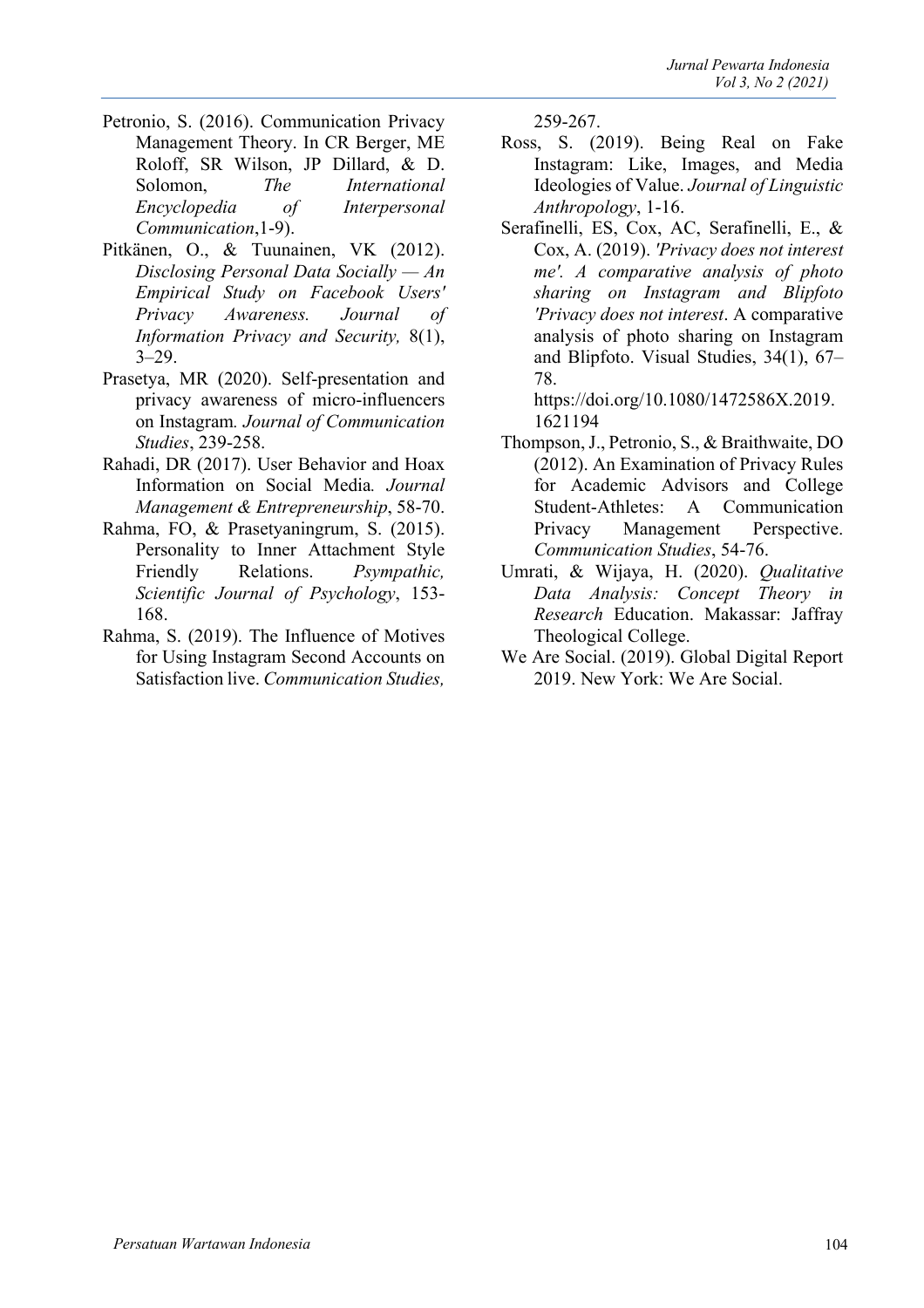Petronio, S. (2016). Communication Privacy Management Theory. In CR Berger, ME Roloff, SR Wilson, JP Dillard, & D. Solomon, *The International Encyclopedia of Interpersonal Communication*,1-9).

Pitkänen, O., & Tuunainen, VK (2012). *Disclosing Personal Data Socially — An Empirical Study on Facebook Users' Privacy Awareness. Journal of Information Privacy and Security,* 8(1), 3–29.

Prasetya, MR (2020). Self-presentation and privacy awareness of micro-influencers on Instagram*. Journal of Communication Studies*, 239-258.

Rahadi, DR (2017). User Behavior and Hoax Information on Social Media*. Journal Management & Entrepreneurship*, 58-70.

Rahma, FO, & Prasetyaningrum, S. (2015). Personality to Inner Attachment Style Friendly Relations. *Psympathic, Scientific Journal of Psychology*, 153-168.

Rahma, S. (2019). The Influence of Motives for Using Instagram Second Accounts on Satisfaction live. *Communication Studies,* 259-267.

Ross, S. (2019). Being Real on Fake Instagram: Like, Images, and Media Ideologies of Value. *Journal of Linguistic Anthropology*, 1-16.

Serafinelli, ES, Cox, AC, Serafinelli, E., & Cox, A. (2019). *'Privacy does not interest me'. A comparative analysis of photo sharing on Instagram and Blipfoto 'Privacy does not interest*. A comparative analysis of photo sharing on Instagram and Blipfoto. Visual Studies, 34(1), 67–78. https://doi.org/10.1080/1472586X.2019.1621194

Thompson, J., Petronio, S., & Braithwaite, DO (2012). An Examination of Privacy Rules for Academic Advisors and College Student-Athletes: A Communication Privacy Management Perspective. *Communication Studies*, 54-76.

Umrati, & Wijaya, H. (2020). *Qualitative Data Analysis: Concept Theory in Research* Education. Makassar: Jaffray Theological College.

We Are Social. (2019). Global Digital Report 2019. New York: We Are Social.